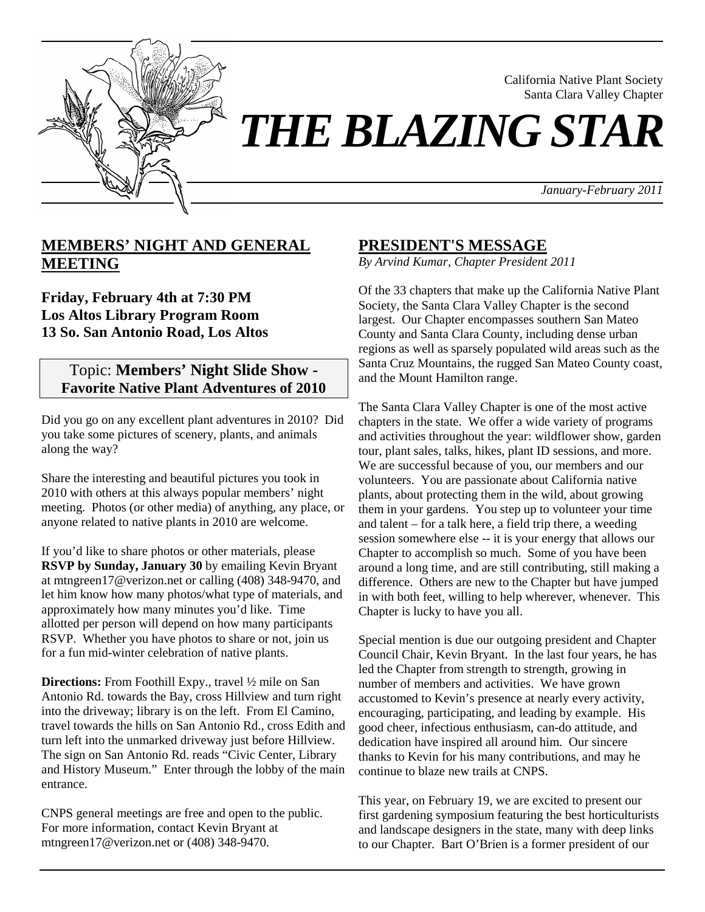California Native Plant Society
Santa Clara Valley Chapter

# THE BLAZING STAR

*January-February 2011*

## MEMBERS' NIGHT AND GENERAL MEETING

**Friday, February 4th at 7:30 PM**
**Los Altos Library Program Room**
**13 So. San Antonio Road, Los Altos**

Topic: **Members' Night Slide Show - Favorite Native Plant Adventures of 2010**

Did you go on any excellent plant adventures in 2010? Did you take some pictures of scenery, plants, and animals along the way?

Share the interesting and beautiful pictures you took in 2010 with others at this always popular members' night meeting. Photos (or other media) of anything, any place, or anyone related to native plants in 2010 are welcome.

If you'd like to share photos or other materials, please **RSVP by Sunday, January 30** by emailing Kevin Bryant at mtngreen17@verizon.net or calling (408) 348-9470, and let him know how many photos/what type of materials, and approximately how many minutes you'd like. Time allotted per person will depend on how many participants RSVP. Whether you have photos to share or not, join us for a fun mid-winter celebration of native plants.

**Directions:** From Foothill Expy., travel ½ mile on San Antonio Rd. towards the Bay, cross Hillview and turn right into the driveway; library is on the left. From El Camino, travel towards the hills on San Antonio Rd., cross Edith and turn left into the unmarked driveway just before Hillview. The sign on San Antonio Rd. reads "Civic Center, Library and History Museum." Enter through the lobby of the main entrance.

CNPS general meetings are free and open to the public. For more information, contact Kevin Bryant at mtngreen17@verizon.net or (408) 348-9470.

## PRESIDENT'S MESSAGE

*By Arvind Kumar, Chapter President 2011*

Of the 33 chapters that make up the California Native Plant Society, the Santa Clara Valley Chapter is the second largest. Our Chapter encompasses southern San Mateo County and Santa Clara County, including dense urban regions as well as sparsely populated wild areas such as the Santa Cruz Mountains, the rugged San Mateo County coast, and the Mount Hamilton range.

The Santa Clara Valley Chapter is one of the most active chapters in the state. We offer a wide variety of programs and activities throughout the year: wildflower show, garden tour, plant sales, talks, hikes, plant ID sessions, and more. We are successful because of you, our members and our volunteers. You are passionate about California native plants, about protecting them in the wild, about growing them in your gardens. You step up to volunteer your time and talent – for a talk here, a field trip there, a weeding session somewhere else -- it is your energy that allows our Chapter to accomplish so much. Some of you have been around a long time, and are still contributing, still making a difference. Others are new to the Chapter but have jumped in with both feet, willing to help wherever, whenever. This Chapter is lucky to have you all.

Special mention is due our outgoing president and Chapter Council Chair, Kevin Bryant. In the last four years, he has led the Chapter from strength to strength, growing in number of members and activities. We have grown accustomed to Kevin's presence at nearly every activity, encouraging, participating, and leading by example. His good cheer, infectious enthusiasm, can-do attitude, and dedication have inspired all around him. Our sincere thanks to Kevin for his many contributions, and may he continue to blaze new trails at CNPS.

This year, on February 19, we are excited to present our first gardening symposium featuring the best horticulturists and landscape designers in the state, many with deep links to our Chapter. Bart O'Brien is a former president of our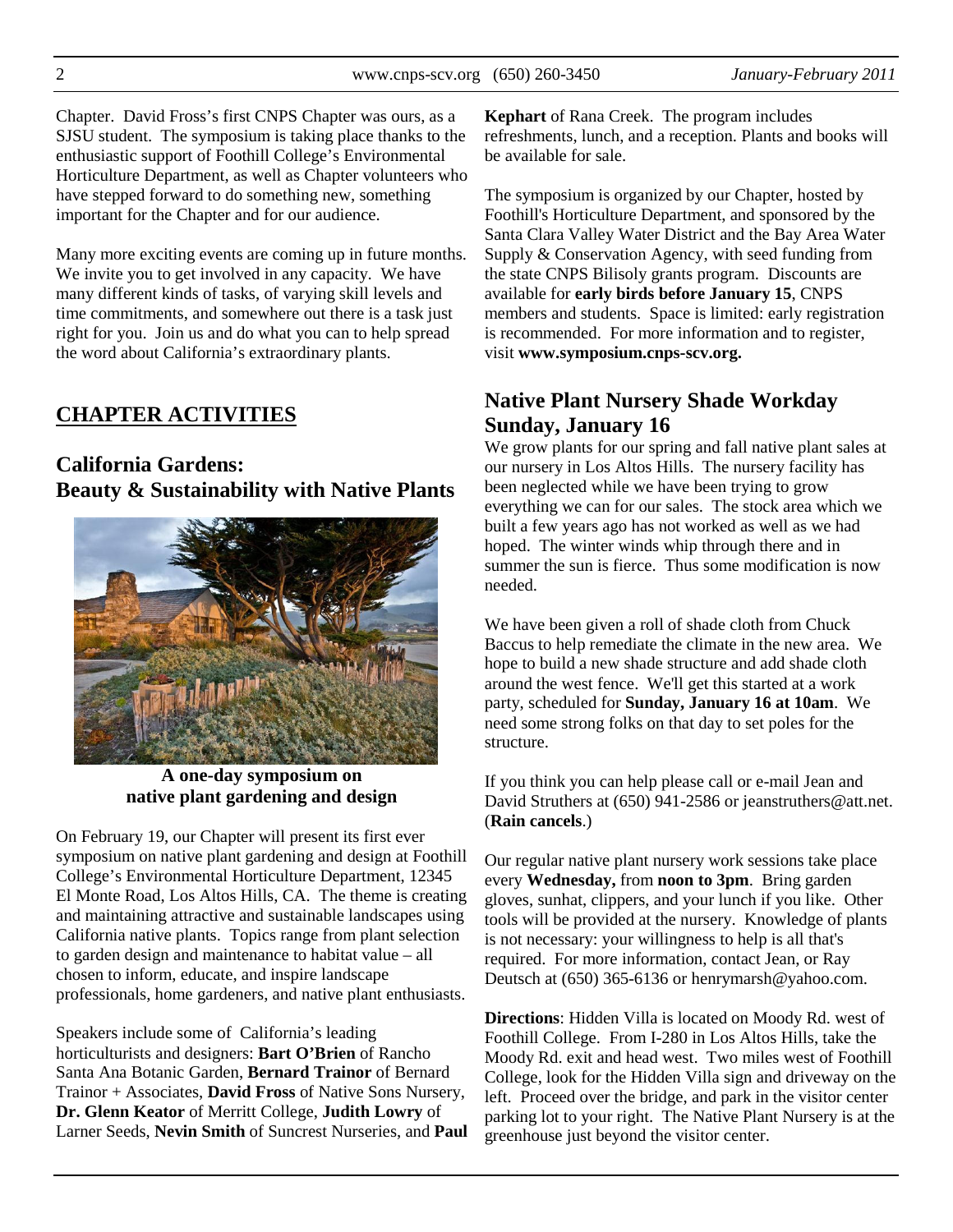Chapter. David Fross's first CNPS Chapter was ours, as a SJSU student. The symposium is taking place thanks to the enthusiastic support of Foothill College's Environmental Horticulture Department, as well as Chapter volunteers who have stepped forward to do something new, something important for the Chapter and for our audience.

Many more exciting events are coming up in future months. We invite you to get involved in any capacity. We have many different kinds of tasks, of varying skill levels and time commitments, and somewhere out there is a task just right for you. Join us and do what you can to help spread the word about California's extraordinary plants.

# CHAPTER ACTIVITIES

## California Gardens: Beauty & Sustainability with Native Plants

**A one-day symposium on native plant gardening and design**

On February 19, our Chapter will present its first ever symposium on native plant gardening and design at Foothill College's Environmental Horticulture Department, 12345 El Monte Road, Los Altos Hills, CA. The theme is creating and maintaining attractive and sustainable landscapes using California native plants. Topics range from plant selection to garden design and maintenance to habitat value – all chosen to inform, educate, and inspire landscape professionals, home gardeners, and native plant enthusiasts.

Speakers include some of California's leading horticulturists and designers: **Bart O'Brien** of Rancho Santa Ana Botanic Garden, **Bernard Trainor** of Bernard Trainor + Associates, **David Fross** of Native Sons Nursery, **Dr. Glenn Keator** of Merritt College, **Judith Lowry** of Larner Seeds, **Nevin Smith** of Suncrest Nurseries, and **Paul Kephart** of Rana Creek. The program includes refreshments, lunch, and a reception. Plants and books will be available for sale.

The symposium is organized by our Chapter, hosted by Foothill's Horticulture Department, and sponsored by the Santa Clara Valley Water District and the Bay Area Water Supply & Conservation Agency, with seed funding from the state CNPS Bilisoly grants program. Discounts are available for **early birds before January 15**, CNPS members and students. Space is limited: early registration is recommended. For more information and to register, visit **www.symposium.cnps-scv.org.**

## Native Plant Nursery Shade Workday Sunday, January 16

We grow plants for our spring and fall native plant sales at our nursery in Los Altos Hills. The nursery facility has been neglected while we have been trying to grow everything we can for our sales. The stock area which we built a few years ago has not worked as well as we had hoped. The winter winds whip through there and in summer the sun is fierce. Thus some modification is now needed.

We have been given a roll of shade cloth from Chuck Baccus to help remediate the climate in the new area. We hope to build a new shade structure and add shade cloth around the west fence. We'll get this started at a work party, scheduled for **Sunday, January 16 at 10am**. We need some strong folks on that day to set poles for the structure.

If you think you can help please call or e-mail Jean and David Struthers at (650) 941-2586 or jeanstruthers@att.net. (**Rain cancels**.)

Our regular native plant nursery work sessions take place every **Wednesday,** from **noon to 3pm**. Bring garden gloves, sunhat, clippers, and your lunch if you like. Other tools will be provided at the nursery. Knowledge of plants is not necessary: your willingness to help is all that's required. For more information, contact Jean, or Ray Deutsch at (650) 365-6136 or henrymarsh@yahoo.com.

**Directions**: Hidden Villa is located on Moody Rd. west of Foothill College. From I-280 in Los Altos Hills, take the Moody Rd. exit and head west. Two miles west of Foothill College, look for the Hidden Villa sign and driveway on the left. Proceed over the bridge, and park in the visitor center parking lot to your right. The Native Plant Nursery is at the greenhouse just beyond the visitor center.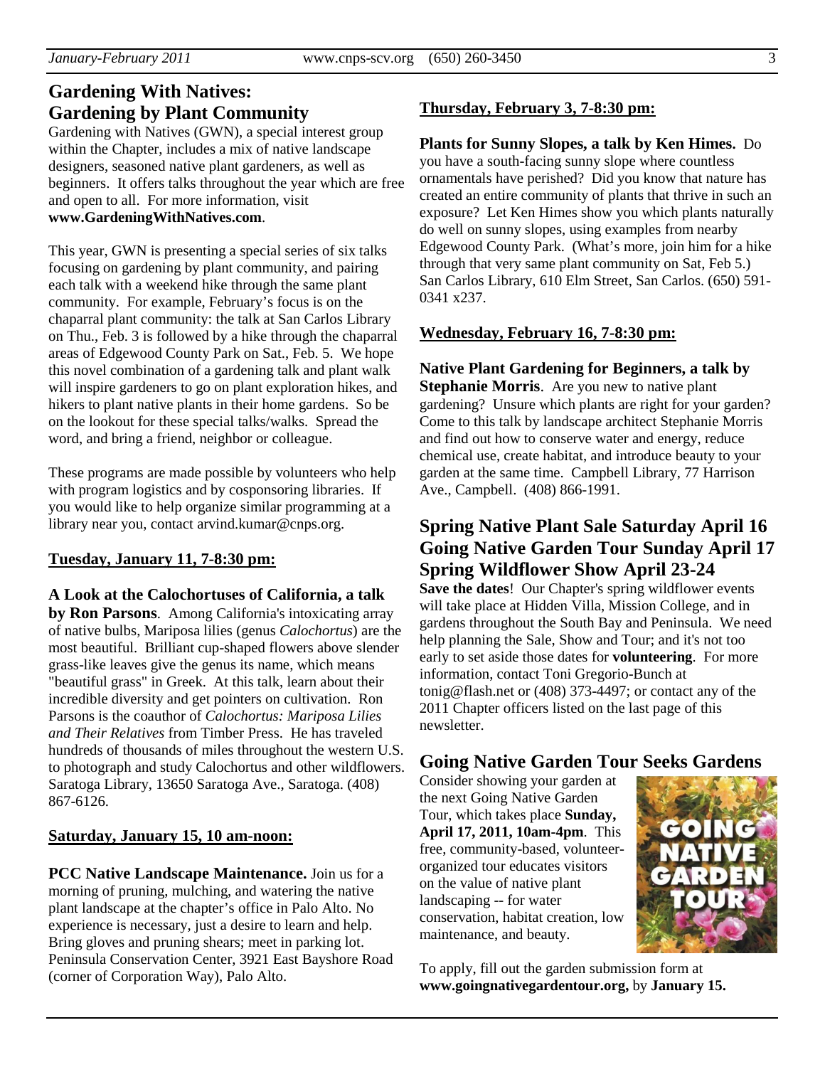## Gardening With Natives: Gardening by Plant Community

Gardening with Natives (GWN), a special interest group within the Chapter, includes a mix of native landscape designers, seasoned native plant gardeners, as well as beginners. It offers talks throughout the year which are free and open to all. For more information, visit **www.GardeningWithNatives.com**.

This year, GWN is presenting a special series of six talks focusing on gardening by plant community, and pairing each talk with a weekend hike through the same plant community. For example, February's focus is on the chaparral plant community: the talk at San Carlos Library on Thu., Feb. 3 is followed by a hike through the chaparral areas of Edgewood County Park on Sat., Feb. 5. We hope this novel combination of a gardening talk and plant walk will inspire gardeners to go on plant exploration hikes, and hikers to plant native plants in their home gardens. So be on the lookout for these special talks/walks. Spread the word, and bring a friend, neighbor or colleague.

These programs are made possible by volunteers who help with program logistics and by cosponsoring libraries. If you would like to help organize similar programming at a library near you, contact arvind.kumar@cnps.org.

**Tuesday, January 11, 7-8:30 pm:**

**A Look at the Calochortuses of California, a talk by Ron Parsons**. Among California's intoxicating array of native bulbs, Mariposa lilies (genus *Calochortus*) are the most beautiful. Brilliant cup-shaped flowers above slender grass-like leaves give the genus its name, which means "beautiful grass" in Greek. At this talk, learn about their incredible diversity and get pointers on cultivation. Ron Parsons is the coauthor of *Calochortus: Mariposa Lilies and Their Relatives* from Timber Press. He has traveled hundreds of thousands of miles throughout the western U.S. to photograph and study Calochortus and other wildflowers. Saratoga Library, 13650 Saratoga Ave., Saratoga. (408) 867-6126.

**Saturday, January 15, 10 am-noon:**

**PCC Native Landscape Maintenance.** Join us for a morning of pruning, mulching, and watering the native plant landscape at the chapter's office in Palo Alto. No experience is necessary, just a desire to learn and help. Bring gloves and pruning shears; meet in parking lot. Peninsula Conservation Center, 3921 East Bayshore Road (corner of Corporation Way), Palo Alto.

**Thursday, February 3, 7-8:30 pm:**

**Plants for Sunny Slopes, a talk by Ken Himes.** Do you have a south-facing sunny slope where countless ornamentals have perished? Did you know that nature has created an entire community of plants that thrive in such an exposure? Let Ken Himes show you which plants naturally do well on sunny slopes, using examples from nearby Edgewood County Park. (What's more, join him for a hike through that very same plant community on Sat, Feb 5.) San Carlos Library, 610 Elm Street, San Carlos. (650) 591-0341 x237.

**Wednesday, February 16, 7-8:30 pm:**

**Native Plant Gardening for Beginners, a talk by Stephanie Morris**. Are you new to native plant gardening? Unsure which plants are right for your garden? Come to this talk by landscape architect Stephanie Morris and find out how to conserve water and energy, reduce chemical use, create habitat, and introduce beauty to your garden at the same time. Campbell Library, 77 Harrison Ave., Campbell. (408) 866-1991.

## Spring Native Plant Sale Saturday April 16 Going Native Garden Tour Sunday April 17 Spring Wildflower Show April 23-24

**Save the dates**! Our Chapter's spring wildflower events will take place at Hidden Villa, Mission College, and in gardens throughout the South Bay and Peninsula. We need help planning the Sale, Show and Tour; and it's not too early to set aside those dates for **volunteering**. For more information, contact Toni Gregorio-Bunch at tonig@flash.net or (408) 373-4497; or contact any of the 2011 Chapter officers listed on the last page of this newsletter.

## Going Native Garden Tour Seeks Gardens

Consider showing your garden at the next Going Native Garden Tour, which takes place **Sunday, April 17, 2011, 10am-4pm**. This free, community-based, volunteer-organized tour educates visitors on the value of native plant landscaping -- for water conservation, habitat creation, low maintenance, and beauty.

To apply, fill out the garden submission form at **www.goingnativegardentour.org,** by **January 15.**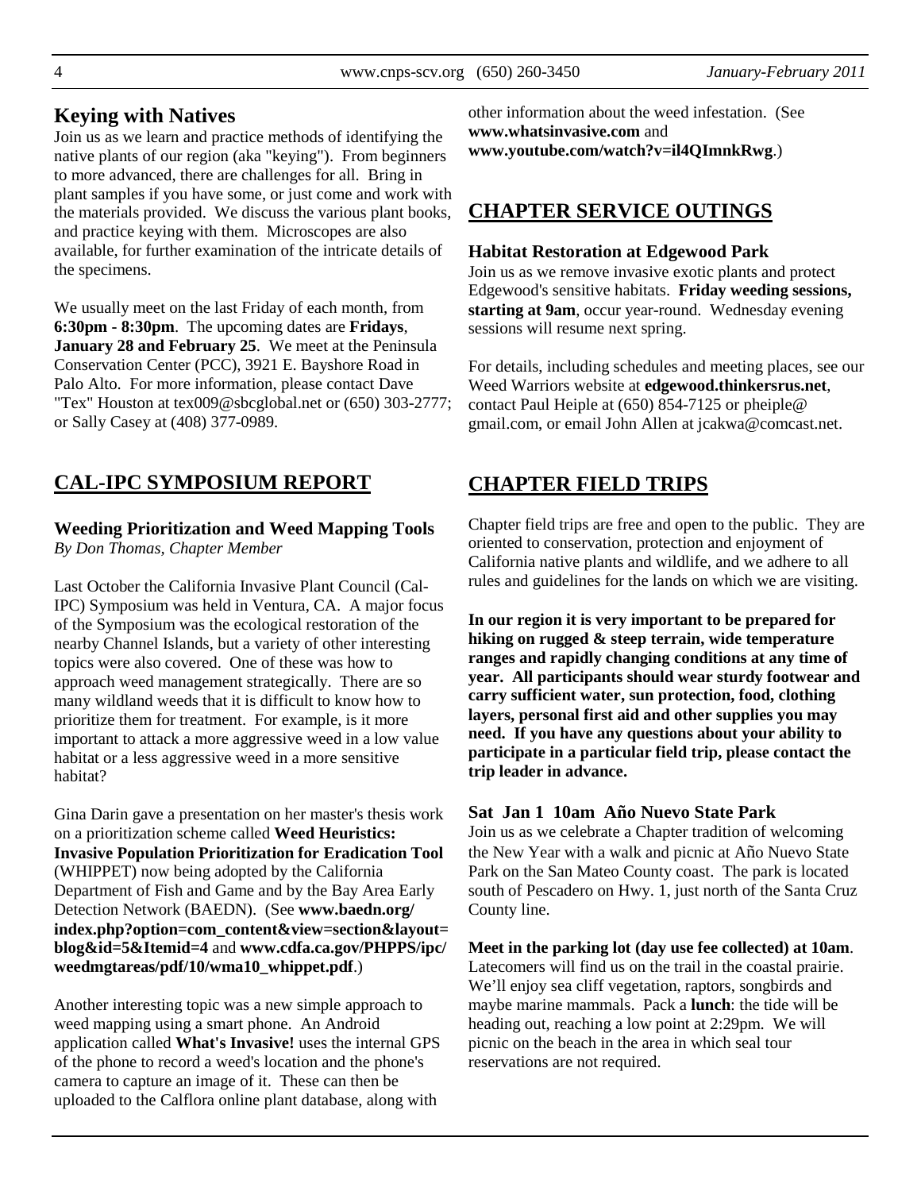## Keying with Natives

Join us as we learn and practice methods of identifying the native plants of our region (aka "keying"). From beginners to more advanced, there are challenges for all. Bring in plant samples if you have some, or just come and work with the materials provided. We discuss the various plant books, and practice keying with them. Microscopes are also available, for further examination of the intricate details of the specimens.

We usually meet on the last Friday of each month, from **6:30pm - 8:30pm**. The upcoming dates are **Fridays**, **January 28 and February 25**. We meet at the Peninsula Conservation Center (PCC), 3921 E. Bayshore Road in Palo Alto. For more information, please contact Dave "Tex" Houston at tex009@sbcglobal.net or (650) 303-2777; or Sally Casey at (408) 377-0989.

## CAL-IPC SYMPOSIUM REPORT

### Weeding Prioritization and Weed Mapping Tools

*By Don Thomas, Chapter Member*

Last October the California Invasive Plant Council (Cal-IPC) Symposium was held in Ventura, CA. A major focus of the Symposium was the ecological restoration of the nearby Channel Islands, but a variety of other interesting topics were also covered. One of these was how to approach weed management strategically. There are so many wildland weeds that it is difficult to know how to prioritize them for treatment. For example, is it more important to attack a more aggressive weed in a low value habitat or a less aggressive weed in a more sensitive habitat?

Gina Darin gave a presentation on her master's thesis work on a prioritization scheme called **Weed Heuristics: Invasive Population Prioritization for Eradication Tool** (WHIPPET) now being adopted by the California Department of Fish and Game and by the Bay Area Early Detection Network (BAEDN). (See **www.baedn.org/index.php?option=com_content&view=section&layout=blog&id=5&Itemid=4** and **www.cdfa.ca.gov/PHPPS/ipc/weedmgtareas/pdf/10/wma10_whippet.pdf**.)

Another interesting topic was a new simple approach to weed mapping using a smart phone. An Android application called **What's Invasive!** uses the internal GPS of the phone to record a weed's location and the phone's camera to capture an image of it. These can then be uploaded to the Calflora online plant database, along with other information about the weed infestation. (See **www.whatsinvasive.com** and **www.youtube.com/watch?v=il4QImnkRwg**.)

## CHAPTER SERVICE OUTINGS

### Habitat Restoration at Edgewood Park

Join us as we remove invasive exotic plants and protect Edgewood's sensitive habitats. **Friday weeding sessions, starting at 9am**, occur year-round. Wednesday evening sessions will resume next spring.

For details, including schedules and meeting places, see our Weed Warriors website at **edgewood.thinkersrus.net**, contact Paul Heiple at (650) 854-7125 or pheiple@gmail.com, or email John Allen at jcakwa@comcast.net.

## CHAPTER FIELD TRIPS

Chapter field trips are free and open to the public. They are oriented to conservation, protection and enjoyment of California native plants and wildlife, and we adhere to all rules and guidelines for the lands on which we are visiting.

**In our region it is very important to be prepared for hiking on rugged & steep terrain, wide temperature ranges and rapidly changing conditions at any time of year. All participants should wear sturdy footwear and carry sufficient water, sun protection, food, clothing layers, personal first aid and other supplies you may need. If you have any questions about your ability to participate in a particular field trip, please contact the trip leader in advance.**

### Sat Jan 1 10am Año Nuevo State Park

Join us as we celebrate a Chapter tradition of welcoming the New Year with a walk and picnic at Año Nuevo State Park on the San Mateo County coast. The park is located south of Pescadero on Hwy. 1, just north of the Santa Cruz County line.

**Meet in the parking lot (day use fee collected) at 10am**. Latecomers will find us on the trail in the coastal prairie. We'll enjoy sea cliff vegetation, raptors, songbirds and maybe marine mammals. Pack a **lunch**: the tide will be heading out, reaching a low point at 2:29pm. We will picnic on the beach in the area in which seal tour reservations are not required.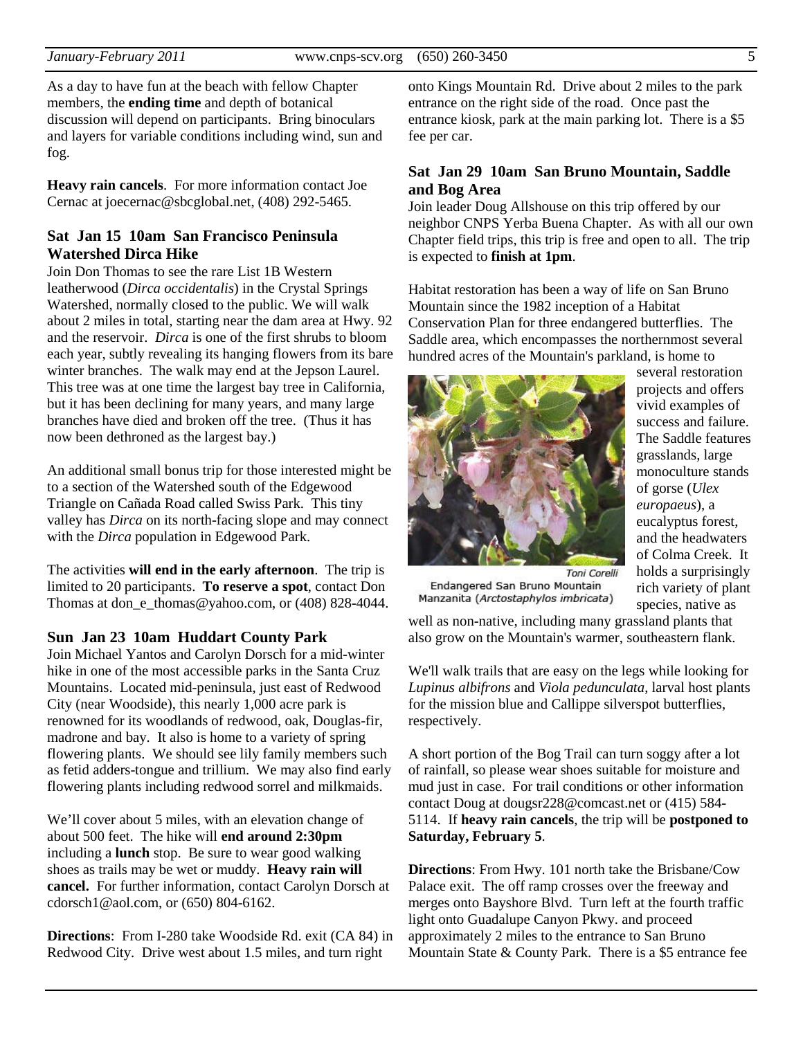As a day to have fun at the beach with fellow Chapter members, the **ending time** and depth of botanical discussion will depend on participants. Bring binoculars and layers for variable conditions including wind, sun and fog.

**Heavy rain cancels**. For more information contact Joe Cernac at joecernac@sbcglobal.net, (408) 292-5465.

### Sat Jan 15 10am San Francisco Peninsula Watershed Dirca Hike

Join Don Thomas to see the rare List 1B Western leatherwood (*Dirca occidentalis*) in the Crystal Springs Watershed, normally closed to the public. We will walk about 2 miles in total, starting near the dam area at Hwy. 92 and the reservoir. *Dirca* is one of the first shrubs to bloom each year, subtly revealing its hanging flowers from its bare winter branches. The walk may end at the Jepson Laurel. This tree was at one time the largest bay tree in California, but it has been declining for many years, and many large branches have died and broken off the tree. (Thus it has now been dethroned as the largest bay.)

An additional small bonus trip for those interested might be to a section of the Watershed south of the Edgewood Triangle on Cañada Road called Swiss Park. This tiny valley has *Dirca* on its north-facing slope and may connect with the *Dirca* population in Edgewood Park.

The activities **will end in the early afternoon**. The trip is limited to 20 participants. **To reserve a spot**, contact Don Thomas at don_e_thomas@yahoo.com, or (408) 828-4044.

### Sun Jan 23 10am Huddart County Park

Join Michael Yantos and Carolyn Dorsch for a mid-winter hike in one of the most accessible parks in the Santa Cruz Mountains. Located mid-peninsula, just east of Redwood City (near Woodside), this nearly 1,000 acre park is renowned for its woodlands of redwood, oak, Douglas-fir, madrone and bay. It also is home to a variety of spring flowering plants. We should see lily family members such as fetid adders-tongue and trillium. We may also find early flowering plants including redwood sorrel and milkmaids.

We'll cover about 5 miles, with an elevation change of about 500 feet. The hike will **end around 2:30pm** including a **lunch** stop. Be sure to wear good walking shoes as trails may be wet or muddy. **Heavy rain will cancel.** For further information, contact Carolyn Dorsch at cdorsch1@aol.com, or (650) 804-6162.

**Directions**: From I-280 take Woodside Rd. exit (CA 84) in Redwood City. Drive west about 1.5 miles, and turn right onto Kings Mountain Rd. Drive about 2 miles to the park entrance on the right side of the road. Once past the entrance kiosk, park at the main parking lot. There is a $5 fee per car.

### Sat Jan 29 10am San Bruno Mountain, Saddle and Bog Area

Join leader Doug Allshouse on this trip offered by our neighbor CNPS Yerba Buena Chapter. As with all our own Chapter field trips, this trip is free and open to all. The trip is expected to **finish at 1pm**.

Habitat restoration has been a way of life on San Bruno Mountain since the 1982 inception of a Habitat Conservation Plan for three endangered butterflies. The Saddle area, which encompasses the northernmost several hundred acres of the Mountain's parkland, is home to several restoration projects and offers vivid examples of success and failure. The Saddle features grasslands, large monoculture stands of gorse (*Ulex europaeus*), a eucalyptus forest, and the headwaters of Colma Creek. It holds a surprisingly rich variety of plant species, native as well as non-native, including many grassland plants that also grow on the Mountain's warmer, southeastern flank.

Toni Corelli
Endangered San Bruno Mountain Manzanita (*Arctostaphylos imbricata*)

We'll walk trails that are easy on the legs while looking for *Lupinus albifrons* and *Viola pedunculata*, larval host plants for the mission blue and Callippe silverspot butterflies, respectively.

A short portion of the Bog Trail can turn soggy after a lot of rainfall, so please wear shoes suitable for moisture and mud just in case. For trail conditions or other information contact Doug at dougsr228@comcast.net or (415) 584-5114. If **heavy rain cancels**, the trip will be **postponed to Saturday, February 5**.

**Directions**: From Hwy. 101 north take the Brisbane/Cow Palace exit. The off ramp crosses over the freeway and merges onto Bayshore Blvd. Turn left at the fourth traffic light onto Guadalupe Canyon Pkwy. and proceed approximately 2 miles to the entrance to San Bruno Mountain State & County Park. There is a $5 entrance fee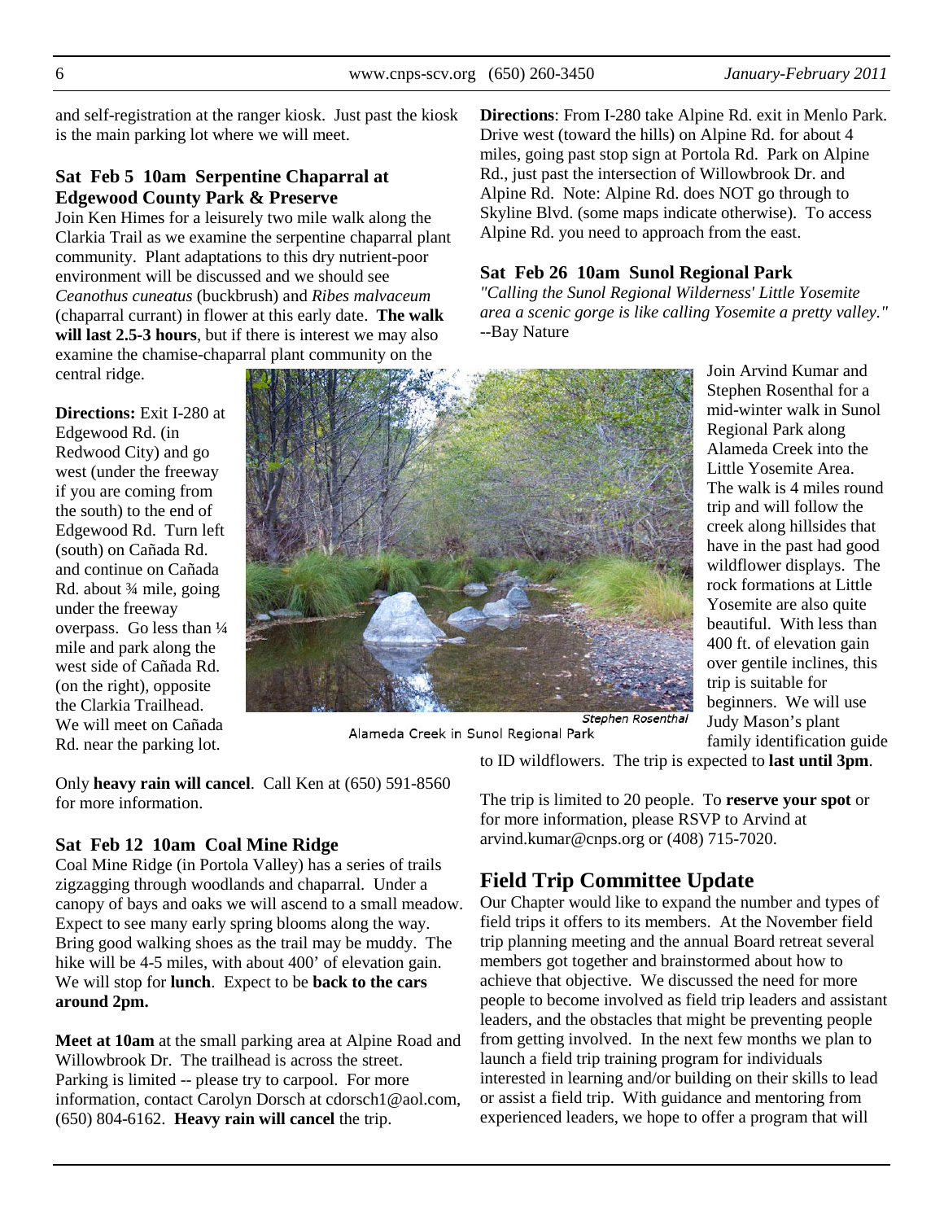and self-registration at the ranger kiosk. Just past the kiosk is the main parking lot where we will meet.

### Sat Feb 5 10am Serpentine Chaparral at Edgewood County Park & Preserve

Join Ken Himes for a leisurely two mile walk along the Clarkia Trail as we examine the serpentine chaparral plant community. Plant adaptations to this dry nutrient-poor environment will be discussed and we should see *Ceanothus cuneatus* (buckbrush) and *Ribes malvaceum* (chaparral currant) in flower at this early date. **The walk will last 2.5-3 hours**, but if there is interest we may also examine the chamise-chaparral plant community on the central ridge.

**Directions:** Exit I-280 at Edgewood Rd. (in Redwood City) and go west (under the freeway if you are coming from the south) to the end of Edgewood Rd. Turn left (south) on Cañada Rd. and continue on Cañada Rd. about ¾ mile, going under the freeway overpass. Go less than ¼ mile and park along the west side of Cañada Rd. (on the right), opposite the Clarkia Trailhead. We will meet on Cañada Rd. near the parking lot.

Only **heavy rain will cancel**. Call Ken at (650) 591-8560 for more information.

### Sat Feb 12 10am Coal Mine Ridge

Coal Mine Ridge (in Portola Valley) has a series of trails zigzagging through woodlands and chaparral. Under a canopy of bays and oaks we will ascend to a small meadow. Expect to see many early spring blooms along the way. Bring good walking shoes as the trail may be muddy. The hike will be 4-5 miles, with about 400' of elevation gain. We will stop for **lunch**. Expect to be **back to the cars around 2pm.**

**Meet at 10am** at the small parking area at Alpine Road and Willowbrook Dr. The trailhead is across the street. Parking is limited -- please try to carpool. For more information, contact Carolyn Dorsch at cdorsch1@aol.com, (650) 804-6162. **Heavy rain will cancel** the trip.

**Directions**: From I-280 take Alpine Rd. exit in Menlo Park. Drive west (toward the hills) on Alpine Rd. for about 4 miles, going past stop sign at Portola Rd. Park on Alpine Rd., just past the intersection of Willowbrook Dr. and Alpine Rd. Note: Alpine Rd. does NOT go through to Skyline Blvd. (some maps indicate otherwise). To access Alpine Rd. you need to approach from the east.

### Sat Feb 26 10am Sunol Regional Park

*"Calling the Sunol Regional Wilderness' Little Yosemite area a scenic gorge is like calling Yosemite a pretty valley."* --Bay Nature

Stephen Rosenthal
Alameda Creek in Sunol Regional Park

Join Arvind Kumar and Stephen Rosenthal for a mid-winter walk in Sunol Regional Park along Alameda Creek into the Little Yosemite Area. The walk is 4 miles round trip and will follow the creek along hillsides that have in the past had good wildflower displays. The rock formations at Little Yosemite are also quite beautiful. With less than 400 ft. of elevation gain over gentile inclines, this trip is suitable for beginners. We will use Judy Mason's plant family identification guide to ID wildflowers. The trip is expected to **last until 3pm**.

The trip is limited to 20 people. To **reserve your spot** or for more information, please RSVP to Arvind at arvind.kumar@cnps.org or (408) 715-7020.

## Field Trip Committee Update

Our Chapter would like to expand the number and types of field trips it offers to its members. At the November field trip planning meeting and the annual Board retreat several members got together and brainstormed about how to achieve that objective. We discussed the need for more people to become involved as field trip leaders and assistant leaders, and the obstacles that might be preventing people from getting involved. In the next few months we plan to launch a field trip training program for individuals interested in learning and/or building on their skills to lead or assist a field trip. With guidance and mentoring from experienced leaders, we hope to offer a program that will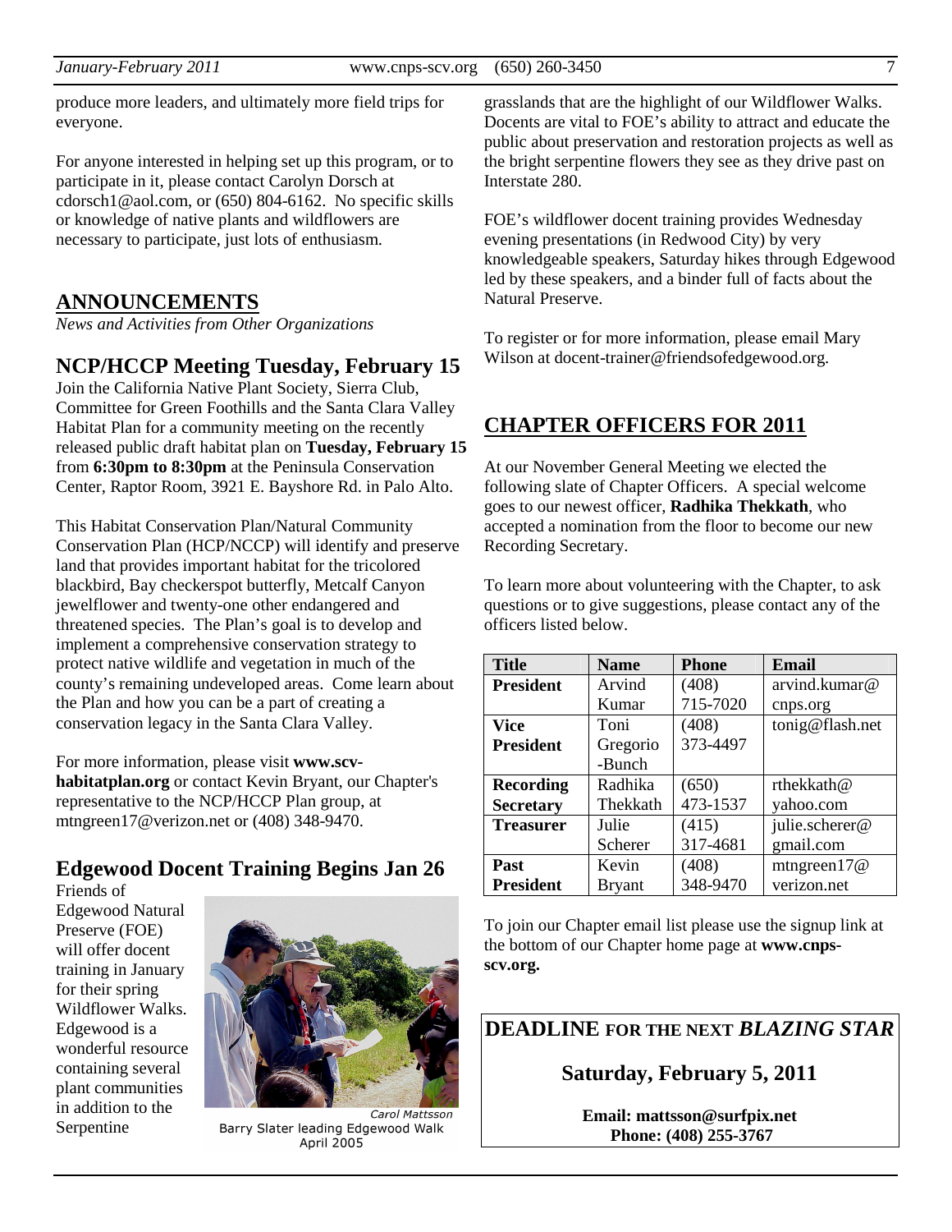produce more leaders, and ultimately more field trips for everyone.

For anyone interested in helping set up this program, or to participate in it, please contact Carolyn Dorsch at cdorsch1@aol.com, or (650) 804-6162. No specific skills or knowledge of native plants and wildflowers are necessary to participate, just lots of enthusiasm.

## ANNOUNCEMENTS

*News and Activities from Other Organizations*

### NCP/HCCP Meeting Tuesday, February 15

Join the California Native Plant Society, Sierra Club, Committee for Green Foothills and the Santa Clara Valley Habitat Plan for a community meeting on the recently released public draft habitat plan on **Tuesday, February 15** from **6:30pm to 8:30pm** at the Peninsula Conservation Center, Raptor Room, 3921 E. Bayshore Rd. in Palo Alto.

This Habitat Conservation Plan/Natural Community Conservation Plan (HCP/NCCP) will identify and preserve land that provides important habitat for the tricolored blackbird, Bay checkerspot butterfly, Metcalf Canyon jewelflower and twenty-one other endangered and threatened species. The Plan's goal is to develop and implement a comprehensive conservation strategy to protect native wildlife and vegetation in much of the county's remaining undeveloped areas. Come learn about the Plan and how you can be a part of creating a conservation legacy in the Santa Clara Valley.

For more information, please visit **www.scv-habitatplan.org** or contact Kevin Bryant, our Chapter's representative to the NCP/HCCP Plan group, at mtngreen17@verizon.net or (408) 348-9470.

### Edgewood Docent Training Begins Jan 26

Friends of Edgewood Natural Preserve (FOE) will offer docent training in January for their spring Wildflower Walks. Edgewood is a wonderful resource containing several plant communities in addition to the Serpentine grasslands that are the highlight of our Wildflower Walks. Docents are vital to FOE's ability to attract and educate the public about preservation and restoration projects as well as the bright serpentine flowers they see as they drive past on Interstate 280.

Carol Mattsson
Barry Slater leading Edgewood Walk April 2005

FOE's wildflower docent training provides Wednesday evening presentations (in Redwood City) by very knowledgeable speakers, Saturday hikes through Edgewood led by these speakers, and a binder full of facts about the Natural Preserve.

To register or for more information, please email Mary Wilson at docent-trainer@friendsofedgewood.org.

## CHAPTER OFFICERS FOR 2011

At our November General Meeting we elected the following slate of Chapter Officers. A special welcome goes to our newest officer, **Radhika Thekkath**, who accepted a nomination from the floor to become our new Recording Secretary.

To learn more about volunteering with the Chapter, to ask questions or to give suggestions, please contact any of the officers listed below.

| Title | Name | Phone | Email |
|---|---|---|---|
| **President** | Arvind Kumar | (408) 715-7020 | arvind.kumar@cnps.org |
| **Vice President** | Toni Gregorio-Bunch | (408) 373-4497 | tonig@flash.net |
| **Recording Secretary** | Radhika Thekkath | (650) 473-1537 | rthekkath@yahoo.com |
| **Treasurer** | Julie Scherer | (415) 317-4681 | julie.scherer@gmail.com |
| **Past President** | Kevin Bryant | (408) 348-9470 | mtngreen17@verizon.net |

To join our Chapter email list please use the signup link at the bottom of our Chapter home page at **www.cnps-scv.org.**

**DEADLINE FOR THE NEXT *BLAZING STAR***

**Saturday, February 5, 2011**

**Email: mattsson@surfpix.net**
**Phone: (408) 255-3767**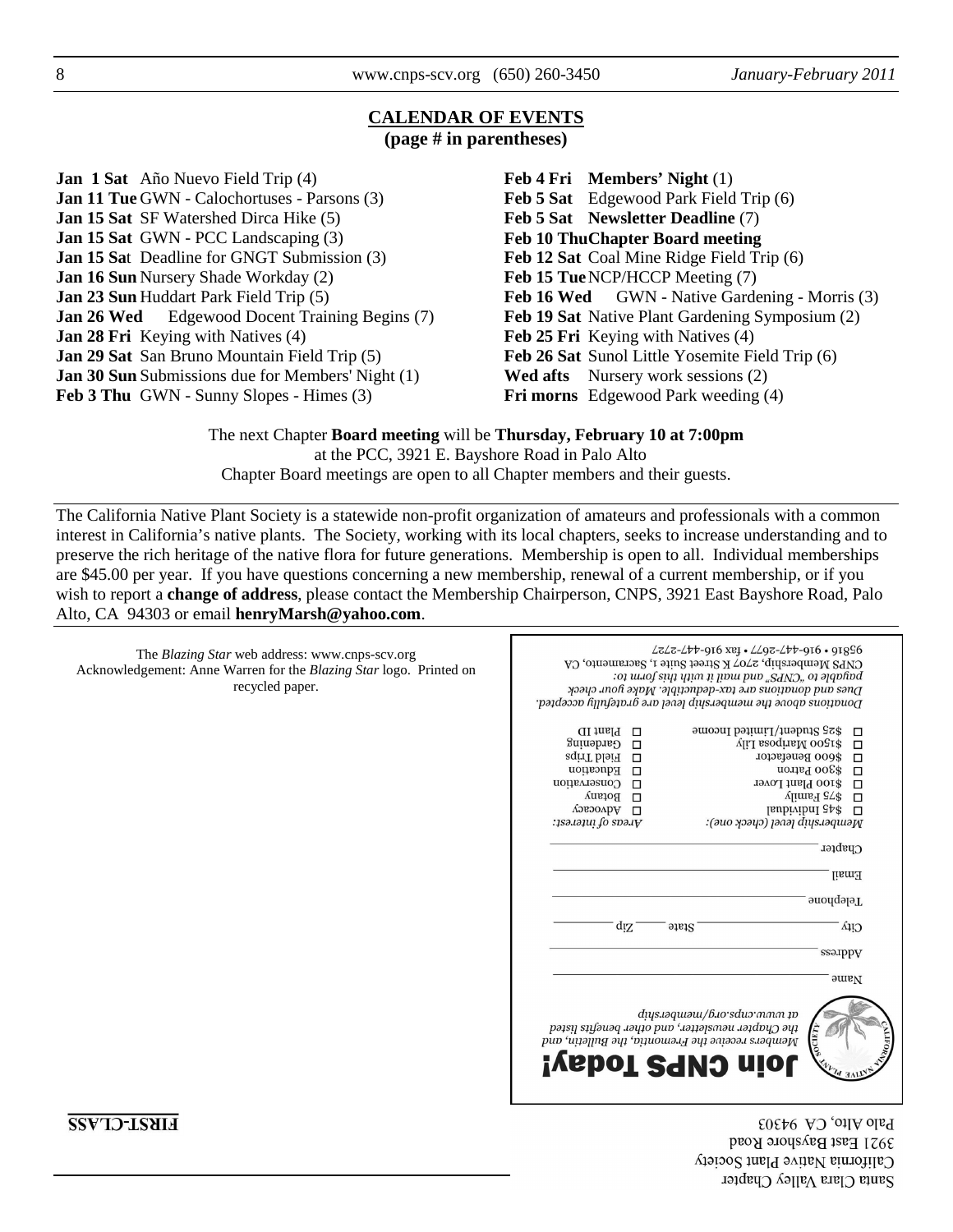## CALENDAR OF EVENTS
**(page # in parentheses)**

**Jan 1 Sat** Año Nuevo Field Trip (4)
**Jan 11 Tue** GWN - Calochortuses - Parsons (3)
**Jan 15 Sat** SF Watershed Dirca Hike (5)
**Jan 15 Sat** GWN - PCC Landscaping (3)
**Jan 15 Sat** Deadline for GNGT Submission (3)
**Jan 16 Sun** Nursery Shade Workday (2)
**Jan 23 Sun** Huddart Park Field Trip (5)
**Jan 26 Wed** Edgewood Docent Training Begins (7)
**Jan 28 Fri** Keying with Natives (4)
**Jan 29 Sat** San Bruno Mountain Field Trip (5)
**Jan 30 Sun** Submissions due for Members' Night (1)
**Feb 3 Thu** GWN - Sunny Slopes - Himes (3)
**Feb 4 Fri** **Members' Night** (1)
**Feb 5 Sat** Edgewood Park Field Trip (6)
**Feb 5 Sat** **Newsletter Deadline** (7)
**Feb 10 Thu Chapter Board meeting**
**Feb 12 Sat** Coal Mine Ridge Field Trip (6)
**Feb 15 Tue** NCP/HCCP Meeting (7)
**Feb 16 Wed** GWN - Native Gardening - Morris (3)
**Feb 19 Sat** Native Plant Gardening Symposium (2)
**Feb 25 Fri** Keying with Natives (4)
**Feb 26 Sat** Sunol Little Yosemite Field Trip (6)
**Wed afts** Nursery work sessions (2)
**Fri morns** Edgewood Park weeding (4)

The next Chapter **Board meeting** will be **Thursday, February 10 at 7:00pm**
at the PCC, 3921 E. Bayshore Road in Palo Alto
Chapter Board meetings are open to all Chapter members and their guests.

The California Native Plant Society is a statewide non-profit organization of amateurs and professionals with a common interest in California's native plants. The Society, working with its local chapters, seeks to increase understanding and to preserve the rich heritage of the native flora for future generations. Membership is open to all. Individual memberships are $45.00 per year. If you have questions concerning a new membership, renewal of a current membership, or if you wish to report a **change of address**, please contact the Membership Chairperson, CNPS, 3921 East Bayshore Road, Palo Alto, CA 94303 or email **henryMarsh@yahoo.com**.

The *Blazing Star* web address: www.cnps-scv.org
Acknowledgement: Anne Warren for the *Blazing Star* logo. Printed on recycled paper.

## Join CNPS Today!

*Members receive the Fremontia, the Bulletin, and the Chapter newsletter, and other benefits listed at www.cnps.org/membership*

Name ____________________

Address ____________________

City __________ State ______ Zip ______

Telephone ____________________

Email ____________________

Chapter ____________________

*Membership level (check one):*
- ☐ $45 Individual
- ☐ $75 Family
- ☐ $100 Plant Lover
- ☐ $300 Patron
- ☐ $600 Benefactor
- ☐ $1500 Mariposa Lily
- ☐ $25 Student/Limited Income

*Areas of interest:*
- ☐ Advocacy
- ☐ Botany
- ☐ Conservation
- ☐ Education
- ☐ Field Trips
- ☐ Gardening
- ☐ Plant ID

*Donations above the membership level are gratefully accepted. Dues and donations are tax-deductible. Make your check payable to "CNPS" and mail it with this form to:*
CNPS Membership, 2707 K Street Suite 1, Sacramento, CA 95816 • 916-447-2677 • fax 916-447-2727

Santa Clara Valley Chapter
California Native Plant Society
3921 East Bayshore Road
Palo Alto, CA 94303

**FIRST-CLASS**